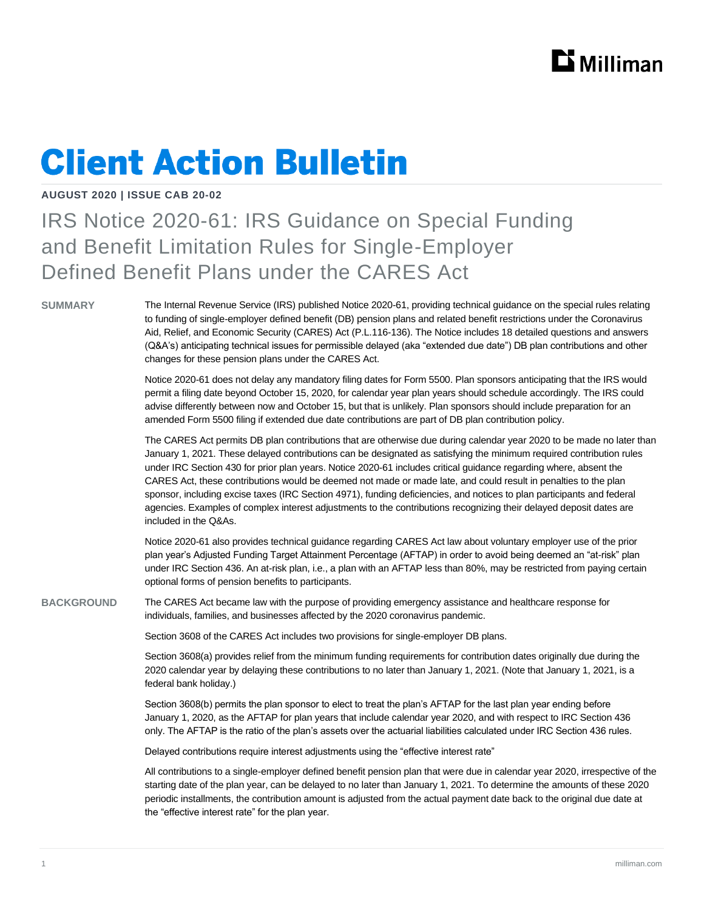# Client Action Bulletin

**AUGUST 2020 | ISSUE CAB 20-02**

## IRS Notice 2020-61: IRS Guidance on Special Funding and Benefit Limitation Rules for Single-Employer Defined Benefit Plans under the CARES Act

### SUMMARY

The Internal Revenue Service (IRS) published Notice 2020-61, providing technical guidance on the special rules relating to funding of single-employer defined benefit (DB) pension plans and related benefit restrictions under the Coronavirus Aid, Relief, and Economic Security (CARES) Act (P.L.116-136). The Notice includes 18 detailed questions and answers (Q&A's) anticipating technical issues for permissible delayed (aka "extended due date") DB plan contributions and other changes for these pension plans under the CARES Act.

Notice 2020-61 does not delay any mandatory filing dates for Form 5500. Plan sponsors anticipating that the IRS would permit a filing date beyond October 15, 2020, for calendar year plan years should schedule accordingly. The IRS could advise differently between now and October 15, but that is unlikely. Plan sponsors should include preparation for an amended Form 5500 filing if extended due date contributions are part of DB plan contribution policy.

The CARES Act permits DB plan contributions that are otherwise due during calendar year 2020 to be made no later than January 1, 2021. These delayed contributions can be designated as satisfying the minimum required contribution rules under IRC Section 430 for prior plan years. Notice 2020-61 includes critical guidance regarding where, absent the CARES Act, these contributions would be deemed not made or made late, and could result in penalties to the plan sponsor, including excise taxes (IRC Section 4971), funding deficiencies, and notices to plan participants and federal agencies. Examples of complex interest adjustments to the contributions recognizing their delayed deposit dates are included in the Q&As.

Notice 2020-61 also provides technical guidance regarding CARES Act law about voluntary employer use of the prior plan year's Adjusted Funding Target Attainment Percentage (AFTAP) in order to avoid being deemed an "at-risk" plan under IRC Section 436. An at-risk plan, i.e., a plan with an AFTAP less than 80%, may be restricted from paying certain optional forms of pension benefits to participants.

### BACKGROUND

The CARES Act became law with the purpose of providing emergency assistance and healthcare response for individuals, families, and businesses affected by the 2020 coronavirus pandemic.

Section 3608 of the CARES Act includes two provisions for single-employer DB plans.

Section 3608(a) provides relief from the minimum funding requirements for contribution dates originally due during the 2020 calendar year by delaying these contributions to no later than January 1, 2021. (Note that January 1, 2021, is a federal bank holiday.)

Section 3608(b) permits the plan sponsor to elect to treat the plan's AFTAP for the last plan year ending before January 1, 2020, as the AFTAP for plan years that include calendar year 2020, and with respect to IRC Section 436 only. The AFTAP is the ratio of the plan's assets over the actuarial liabilities calculated under IRC Section 436 rules.

Delayed contributions require interest adjustments using the "effective interest rate"

All contributions to a single-employer defined benefit pension plan that were due in calendar year 2020, irrespective of the starting date of the plan year, can be delayed to no later than January 1, 2021. To determine the amounts of these 2020 periodic installments, the contribution amount is adjusted from the actual payment date back to the original due date at the "effective interest rate" for the plan year.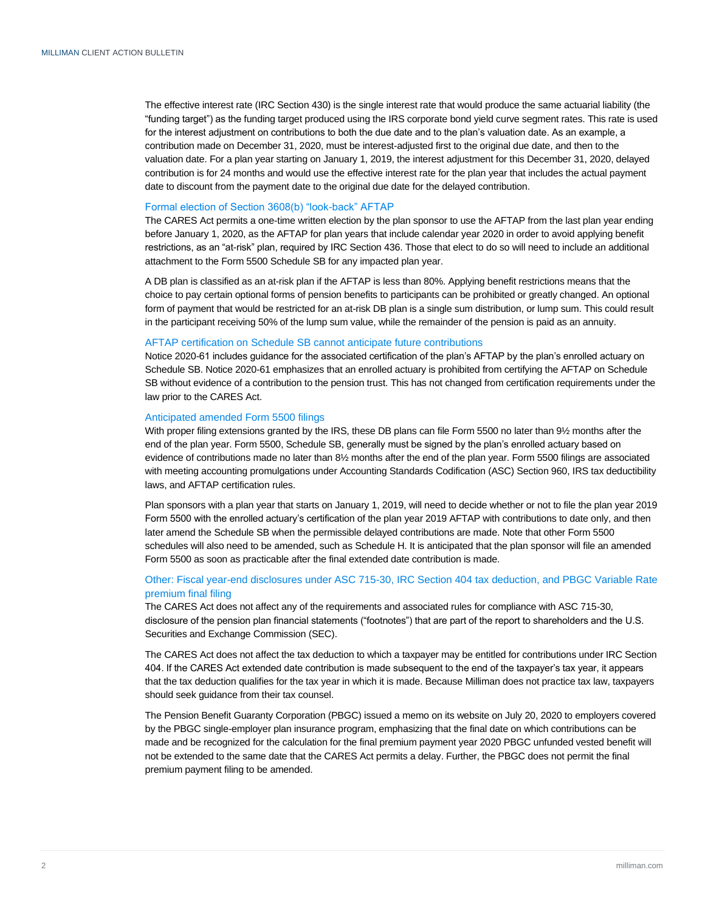The effective interest rate (IRC Section 430) is the single interest rate that would produce the same actuarial liability (the "funding target") as the funding target produced using the IRS corporate bond yield curve segment rates. This rate is used for the interest adjustment on contributions to both the due date and to the plan's valuation date. As an example, a contribution made on December 31, 2020, must be interest-adjusted first to the original due date, and then to the valuation date. For a plan year starting on January 1, 2019, the interest adjustment for this December 31, 2020, delayed contribution is for 24 months and would use the effective interest rate for the plan year that includes the actual payment date to discount from the payment date to the original due date for the delayed contribution.

### Formal election of Section 3608(b) "look-back" AFTAP

The CARES Act permits a one-time written election by the plan sponsor to use the AFTAP from the last plan year ending before January 1, 2020, as the AFTAP for plan years that include calendar year 2020 in order to avoid applying benefit restrictions, as an "at-risk" plan, required by IRC Section 436. Those that elect to do so will need to include an additional attachment to the Form 5500 Schedule SB for any impacted plan year.

A DB plan is classified as an at-risk plan if the AFTAP is less than 80%. Applying benefit restrictions means that the choice to pay certain optional forms of pension benefits to participants can be prohibited or greatly changed. An optional form of payment that would be restricted for an at-risk DB plan is a single sum distribution, or lump sum. This could result in the participant receiving 50% of the lump sum value, while the remainder of the pension is paid as an annuity.

### AFTAP certification on Schedule SB cannot anticipate future contributions

Notice 2020-61 includes guidance for the associated certification of the plan's AFTAP by the plan's enrolled actuary on Schedule SB. Notice 2020-61 emphasizes that an enrolled actuary is prohibited from certifying the AFTAP on Schedule SB without evidence of a contribution to the pension trust. This has not changed from certification requirements under the law prior to the CARES Act.

### Anticipated amended Form 5500 filings

With proper filing extensions granted by the IRS, these DB plans can file Form 5500 no later than 9½ months after the end of the plan year. Form 5500, Schedule SB, generally must be signed by the plan's enrolled actuary based on evidence of contributions made no later than 8½ months after the end of the plan year. Form 5500 filings are associated with meeting accounting promulgations under Accounting Standards Codification (ASC) Section 960, IRS tax deductibility laws, and AFTAP certification rules.

Plan sponsors with a plan year that starts on January 1, 2019, will need to decide whether or not to file the plan year 2019 Form 5500 with the enrolled actuary's certification of the plan year 2019 AFTAP with contributions to date only, and then later amend the Schedule SB when the permissible delayed contributions are made. Note that other Form 5500 schedules will also need to be amended, such as Schedule H. It is anticipated that the plan sponsor will file an amended Form 5500 as soon as practicable after the final extended date contribution is made.

### Other: Fiscal year-end disclosures under ASC 715-30, IRC Section 404 tax deduction, and PBGC Variable Rate premium final filing

The CARES Act does not affect any of the requirements and associated rules for compliance with ASC 715-30, disclosure of the pension plan financial statements ("footnotes") that are part of the report to shareholders and the U.S. Securities and Exchange Commission (SEC).

The CARES Act does not affect the tax deduction to which a taxpayer may be entitled for contributions under IRC Section 404. If the CARES Act extended date contribution is made subsequent to the end of the taxpayer's tax year, it appears that the tax deduction qualifies for the tax year in which it is made. Because Milliman does not practice tax law, taxpayers should seek guidance from their tax counsel.

The Pension Benefit Guaranty Corporation (PBGC) issued a memo on its website on July 20, 2020 to employers covered by the PBGC single-employer plan insurance program, emphasizing that the final date on which contributions can be made and be recognized for the calculation for the final premium payment year 2020 PBGC unfunded vested benefit will not be extended to the same date that the CARES Act permits a delay. Further, the PBGC does not permit the final premium payment filing to be amended.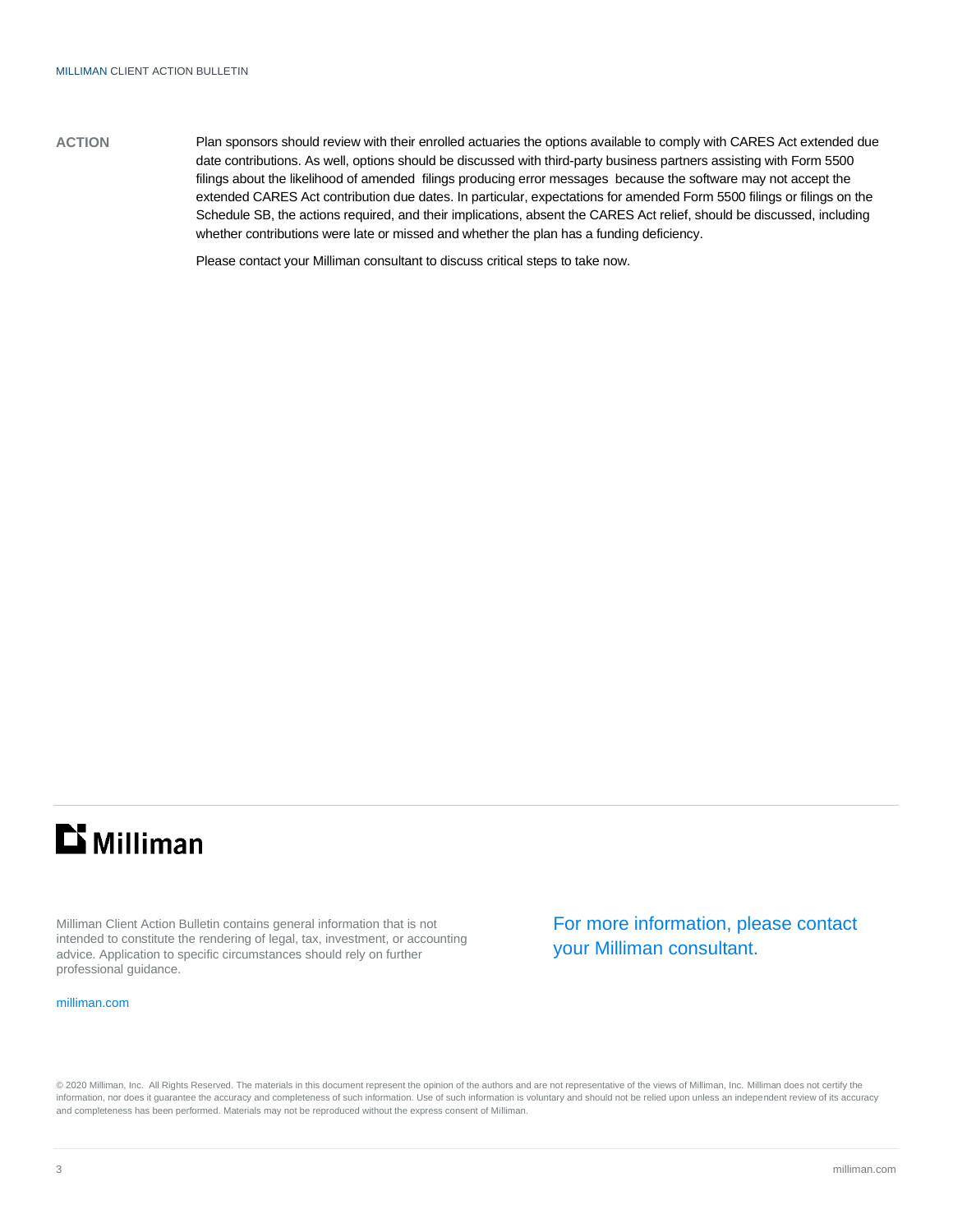**ACTION**

Plan sponsors should review with their enrolled actuaries the options available to comply with CARES Act extended due date contributions. As well, options should be discussed with third-party business partners assisting with Form 5500 filings about the likelihood of amended filings producing error messages because the software may not accept the extended CARES Act contribution due dates. In particular, expectations for amended Form 5500 filings or filings on the Schedule SB, the actions required, and their implications, absent the CARES Act relief, should be discussed, including whether contributions were late or missed and whether the plan has a funding deficiency.

Please contact your Milliman consultant to discuss critical steps to take now.

Milliman

Milliman Client Action Bulletin contains general information that is not intended to constitute the rendering of legal, tax, investment, or accounting advice. Application to specific circumstances should rely on further professional guidance.

milliman.com

For more information, please contact your Milliman consultant.

© 2020 Milliman, Inc. All Rights Reserved. The materials in this document represent the opinion of the authors and are not representative of the views of Milliman, Inc. Milliman does not certify the information, nor does it guarantee the accuracy and completeness of such information. Use of such information is voluntary and should not be relied upon unless an independent review of its accuracy and completeness has been performed. Materials may not be reproduced without the express consent of Milliman.